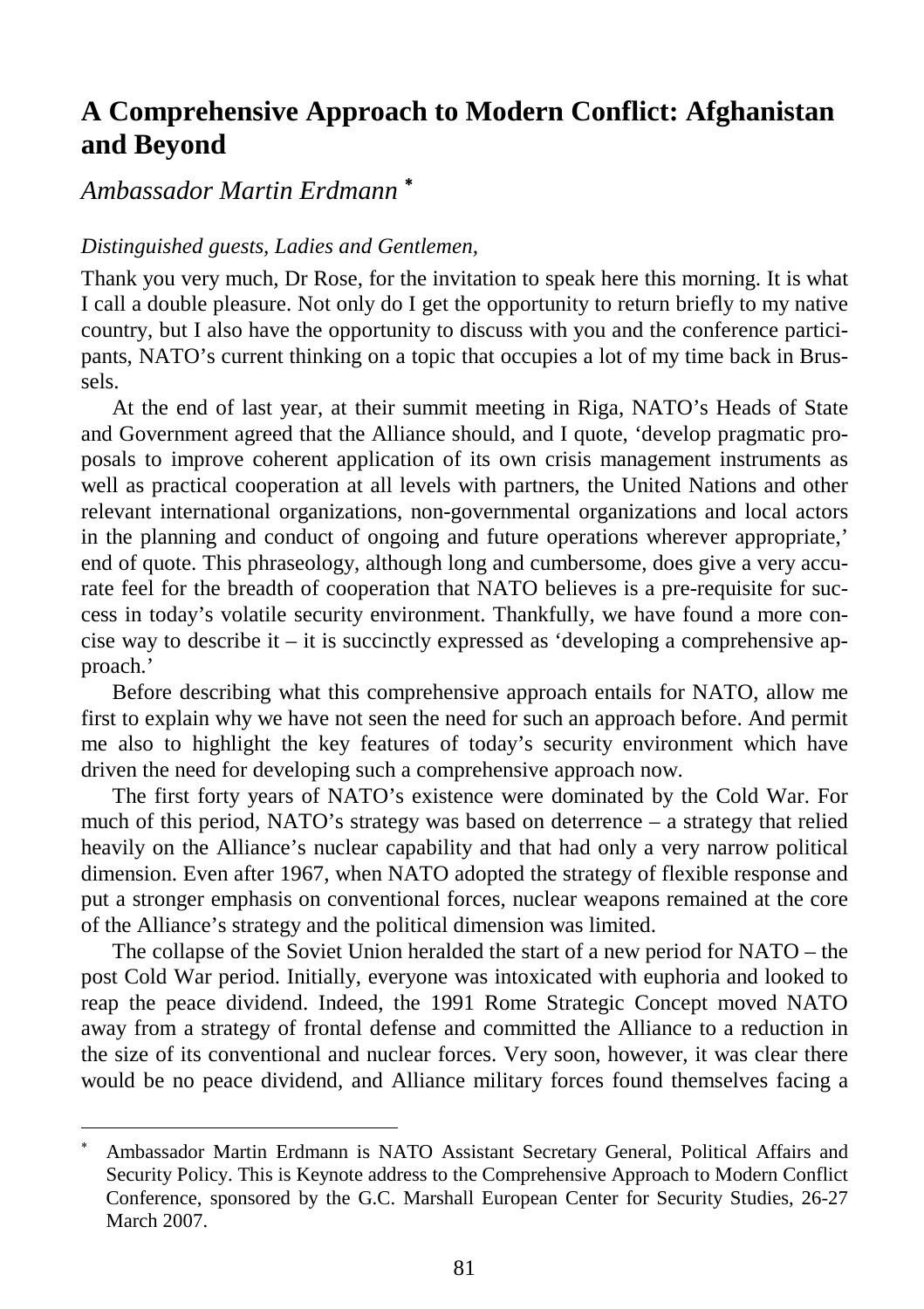# A Comprehensive Approach to Modern Conflict: Afghanistan and Beyond

*Ambassador Martin Erdmann* [*]

*Distinguished guests, Ladies and Gentlemen,*

Thank you very much, Dr Rose, for the invitation to speak here this morning. It is what I call a double pleasure. Not only do I get the opportunity to return briefly to my native country, but I also have the opportunity to discuss with you and the conference participants, NATO's current thinking on a topic that occupies a lot of my time back in Brussels.

At the end of last year, at their summit meeting in Riga, NATO's Heads of State and Government agreed that the Alliance should, and I quote, 'develop pragmatic proposals to improve coherent application of its own crisis management instruments as well as practical cooperation at all levels with partners, the United Nations and other relevant international organizations, non-governmental organizations and local actors in the planning and conduct of ongoing and future operations wherever appropriate,' end of quote. This phraseology, although long and cumbersome, does give a very accurate feel for the breadth of cooperation that NATO believes is a pre-requisite for success in today's volatile security environment. Thankfully, we have found a more concise way to describe it – it is succinctly expressed as 'developing a comprehensive approach.'

Before describing what this comprehensive approach entails for NATO, allow me first to explain why we have not seen the need for such an approach before. And permit me also to highlight the key features of today's security environment which have driven the need for developing such a comprehensive approach now.

The first forty years of NATO's existence were dominated by the Cold War. For much of this period, NATO's strategy was based on deterrence – a strategy that relied heavily on the Alliance's nuclear capability and that had only a very narrow political dimension. Even after 1967, when NATO adopted the strategy of flexible response and put a stronger emphasis on conventional forces, nuclear weapons remained at the core of the Alliance's strategy and the political dimension was limited.

The collapse of the Soviet Union heralded the start of a new period for NATO – the post Cold War period. Initially, everyone was intoxicated with euphoria and looked to reap the peace dividend. Indeed, the 1991 Rome Strategic Concept moved NATO away from a strategy of frontal defense and committed the Alliance to a reduction in the size of its conventional and nuclear forces. Very soon, however, it was clear there would be no peace dividend, and Alliance military forces found themselves facing a

[*] Ambassador Martin Erdmann is NATO Assistant Secretary General, Political Affairs and Security Policy. This is Keynote address to the Comprehensive Approach to Modern Conflict Conference, sponsored by the G.C. Marshall European Center for Security Studies, 26-27 March 2007.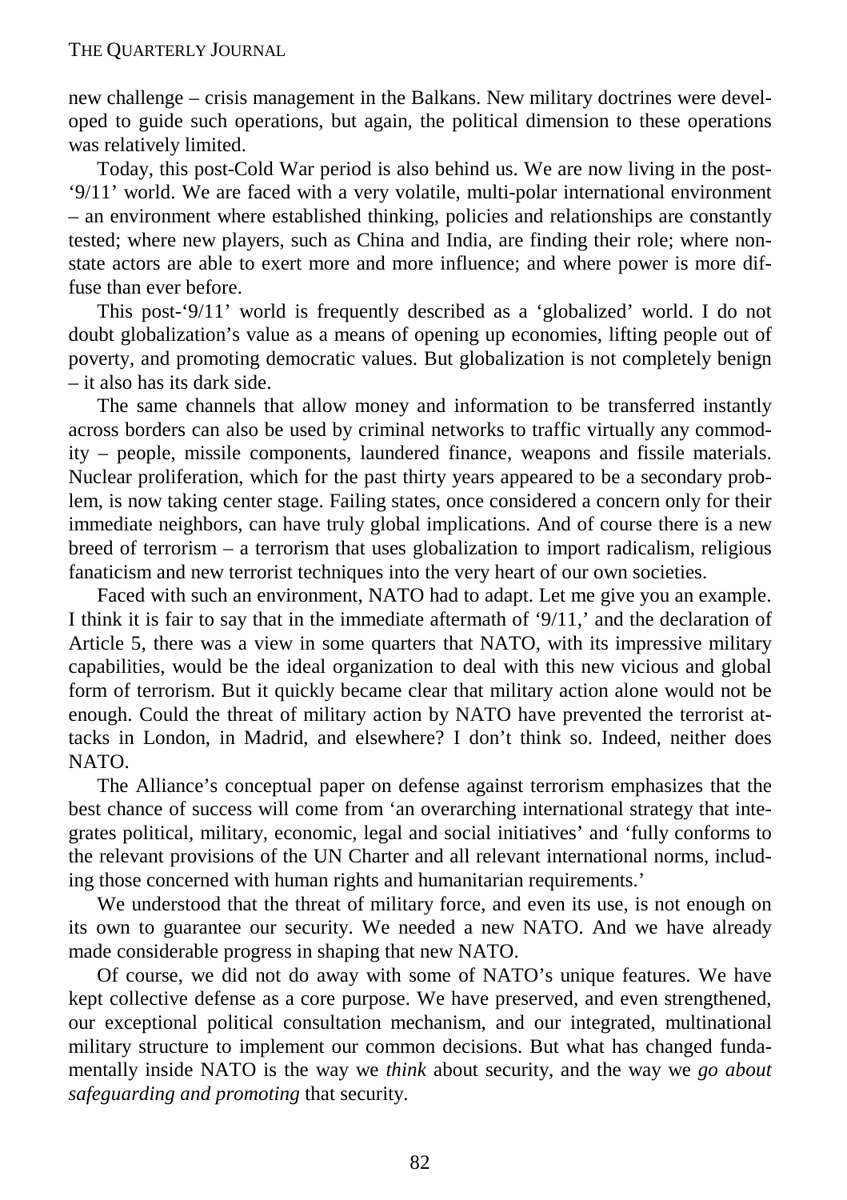new challenge – crisis management in the Balkans. New military doctrines were developed to guide such operations, but again, the political dimension to these operations was relatively limited.

Today, this post-Cold War period is also behind us. We are now living in the post-'9/11' world. We are faced with a very volatile, multi-polar international environment – an environment where established thinking, policies and relationships are constantly tested; where new players, such as China and India, are finding their role; where non-state actors are able to exert more and more influence; and where power is more diffuse than ever before.

This post-'9/11' world is frequently described as a 'globalized' world. I do not doubt globalization's value as a means of opening up economies, lifting people out of poverty, and promoting democratic values. But globalization is not completely benign – it also has its dark side.

The same channels that allow money and information to be transferred instantly across borders can also be used by criminal networks to traffic virtually any commodity – people, missile components, laundered finance, weapons and fissile materials. Nuclear proliferation, which for the past thirty years appeared to be a secondary problem, is now taking center stage. Failing states, once considered a concern only for their immediate neighbors, can have truly global implications. And of course there is a new breed of terrorism – a terrorism that uses globalization to import radicalism, religious fanaticism and new terrorist techniques into the very heart of our own societies.

Faced with such an environment, NATO had to adapt. Let me give you an example. I think it is fair to say that in the immediate aftermath of '9/11,' and the declaration of Article 5, there was a view in some quarters that NATO, with its impressive military capabilities, would be the ideal organization to deal with this new vicious and global form of terrorism. But it quickly became clear that military action alone would not be enough. Could the threat of military action by NATO have prevented the terrorist attacks in London, in Madrid, and elsewhere? I don't think so. Indeed, neither does NATO.

The Alliance's conceptual paper on defense against terrorism emphasizes that the best chance of success will come from 'an overarching international strategy that integrates political, military, economic, legal and social initiatives' and 'fully conforms to the relevant provisions of the UN Charter and all relevant international norms, including those concerned with human rights and humanitarian requirements.'

We understood that the threat of military force, and even its use, is not enough on its own to guarantee our security. We needed a new NATO. And we have already made considerable progress in shaping that new NATO.

Of course, we did not do away with some of NATO's unique features. We have kept collective defense as a core purpose. We have preserved, and even strengthened, our exceptional political consultation mechanism, and our integrated, multinational military structure to implement our common decisions. But what has changed fundamentally inside NATO is the way we *think* about security, and the way we *go about safeguarding and promoting* that security.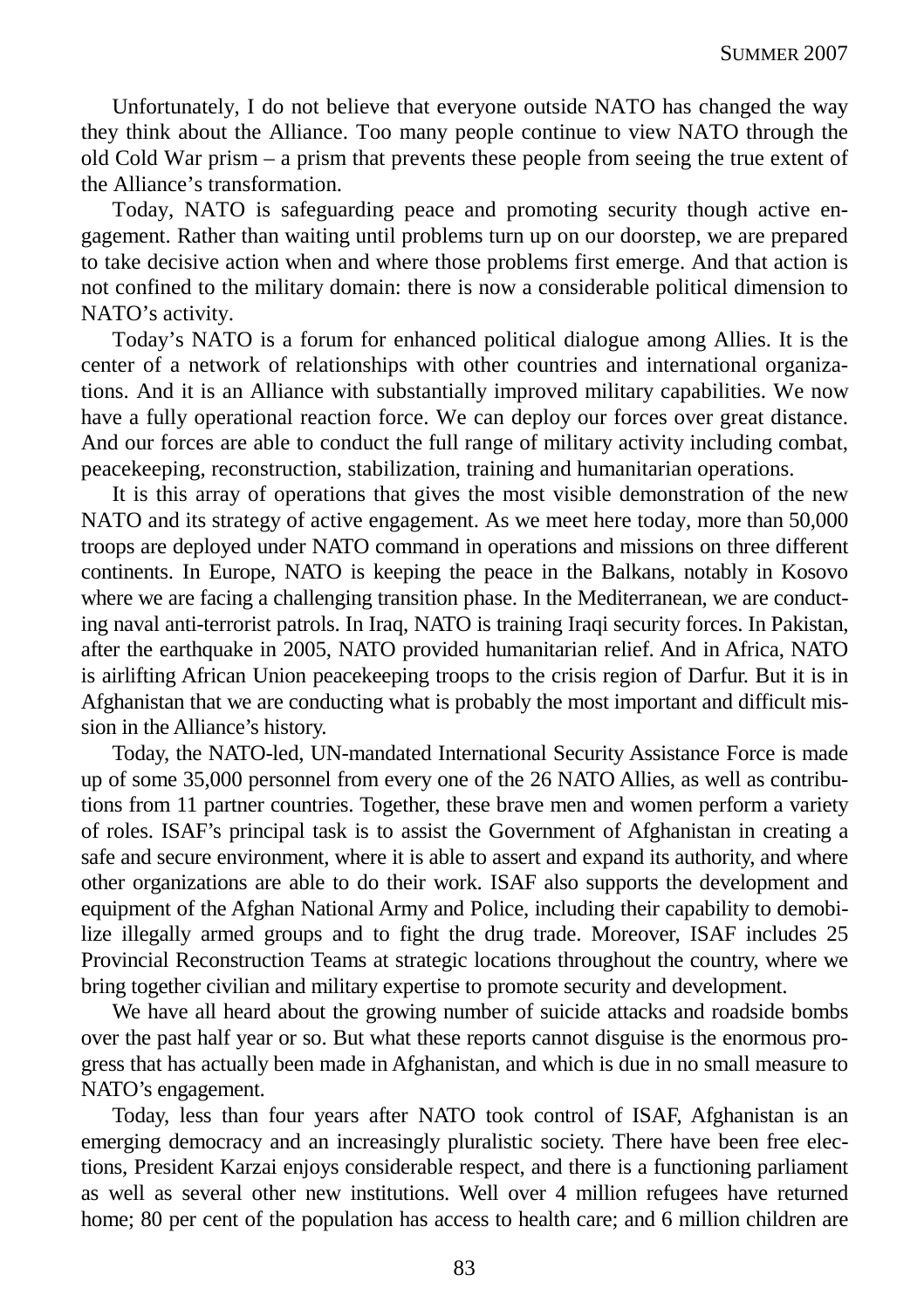Unfortunately, I do not believe that everyone outside NATO has changed the way they think about the Alliance. Too many people continue to view NATO through the old Cold War prism – a prism that prevents these people from seeing the true extent of the Alliance's transformation.

Today, NATO is safeguarding peace and promoting security though active engagement. Rather than waiting until problems turn up on our doorstep, we are prepared to take decisive action when and where those problems first emerge. And that action is not confined to the military domain: there is now a considerable political dimension to NATO's activity.

Today's NATO is a forum for enhanced political dialogue among Allies. It is the center of a network of relationships with other countries and international organizations. And it is an Alliance with substantially improved military capabilities. We now have a fully operational reaction force. We can deploy our forces over great distance. And our forces are able to conduct the full range of military activity including combat, peacekeeping, reconstruction, stabilization, training and humanitarian operations.

It is this array of operations that gives the most visible demonstration of the new NATO and its strategy of active engagement. As we meet here today, more than 50,000 troops are deployed under NATO command in operations and missions on three different continents. In Europe, NATO is keeping the peace in the Balkans, notably in Kosovo where we are facing a challenging transition phase. In the Mediterranean, we are conducting naval anti-terrorist patrols. In Iraq, NATO is training Iraqi security forces. In Pakistan, after the earthquake in 2005, NATO provided humanitarian relief. And in Africa, NATO is airlifting African Union peacekeeping troops to the crisis region of Darfur. But it is in Afghanistan that we are conducting what is probably the most important and difficult mission in the Alliance's history.

Today, the NATO-led, UN-mandated International Security Assistance Force is made up of some 35,000 personnel from every one of the 26 NATO Allies, as well as contributions from 11 partner countries. Together, these brave men and women perform a variety of roles. ISAF's principal task is to assist the Government of Afghanistan in creating a safe and secure environment, where it is able to assert and expand its authority, and where other organizations are able to do their work. ISAF also supports the development and equipment of the Afghan National Army and Police, including their capability to demobilize illegally armed groups and to fight the drug trade. Moreover, ISAF includes 25 Provincial Reconstruction Teams at strategic locations throughout the country, where we bring together civilian and military expertise to promote security and development.

We have all heard about the growing number of suicide attacks and roadside bombs over the past half year or so. But what these reports cannot disguise is the enormous progress that has actually been made in Afghanistan, and which is due in no small measure to NATO's engagement.

Today, less than four years after NATO took control of ISAF, Afghanistan is an emerging democracy and an increasingly pluralistic society. There have been free elections, President Karzai enjoys considerable respect, and there is a functioning parliament as well as several other new institutions. Well over 4 million refugees have returned home; 80 per cent of the population has access to health care; and 6 million children are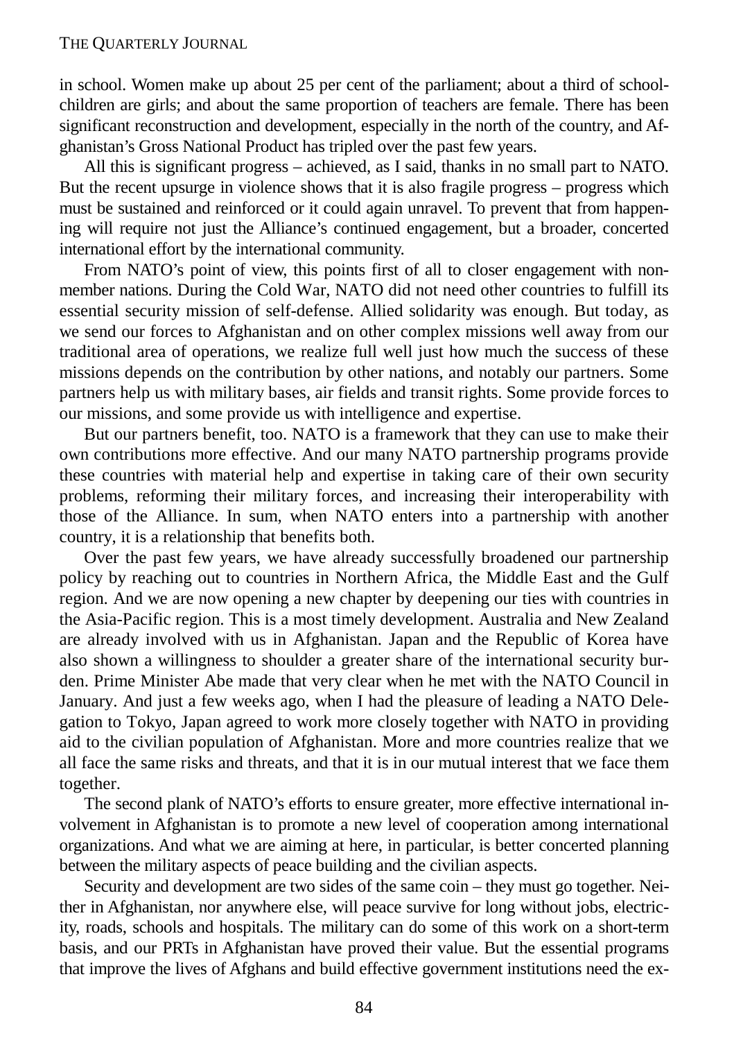in school. Women make up about 25 per cent of the parliament; about a third of schoolchildren are girls; and about the same proportion of teachers are female. There has been significant reconstruction and development, especially in the north of the country, and Afghanistan's Gross National Product has tripled over the past few years.

All this is significant progress – achieved, as I said, thanks in no small part to NATO. But the recent upsurge in violence shows that it is also fragile progress – progress which must be sustained and reinforced or it could again unravel. To prevent that from happening will require not just the Alliance's continued engagement, but a broader, concerted international effort by the international community.

From NATO's point of view, this points first of all to closer engagement with non-member nations. During the Cold War, NATO did not need other countries to fulfill its essential security mission of self-defense. Allied solidarity was enough. But today, as we send our forces to Afghanistan and on other complex missions well away from our traditional area of operations, we realize full well just how much the success of these missions depends on the contribution by other nations, and notably our partners. Some partners help us with military bases, air fields and transit rights. Some provide forces to our missions, and some provide us with intelligence and expertise.

But our partners benefit, too. NATO is a framework that they can use to make their own contributions more effective. And our many NATO partnership programs provide these countries with material help and expertise in taking care of their own security problems, reforming their military forces, and increasing their interoperability with those of the Alliance. In sum, when NATO enters into a partnership with another country, it is a relationship that benefits both.

Over the past few years, we have already successfully broadened our partnership policy by reaching out to countries in Northern Africa, the Middle East and the Gulf region. And we are now opening a new chapter by deepening our ties with countries in the Asia-Pacific region. This is a most timely development. Australia and New Zealand are already involved with us in Afghanistan. Japan and the Republic of Korea have also shown a willingness to shoulder a greater share of the international security burden. Prime Minister Abe made that very clear when he met with the NATO Council in January. And just a few weeks ago, when I had the pleasure of leading a NATO Delegation to Tokyo, Japan agreed to work more closely together with NATO in providing aid to the civilian population of Afghanistan. More and more countries realize that we all face the same risks and threats, and that it is in our mutual interest that we face them together.

The second plank of NATO's efforts to ensure greater, more effective international involvement in Afghanistan is to promote a new level of cooperation among international organizations. And what we are aiming at here, in particular, is better concerted planning between the military aspects of peace building and the civilian aspects.

Security and development are two sides of the same coin – they must go together. Neither in Afghanistan, nor anywhere else, will peace survive for long without jobs, electricity, roads, schools and hospitals. The military can do some of this work on a short-term basis, and our PRTs in Afghanistan have proved their value. But the essential programs that improve the lives of Afghans and build effective government institutions need the ex-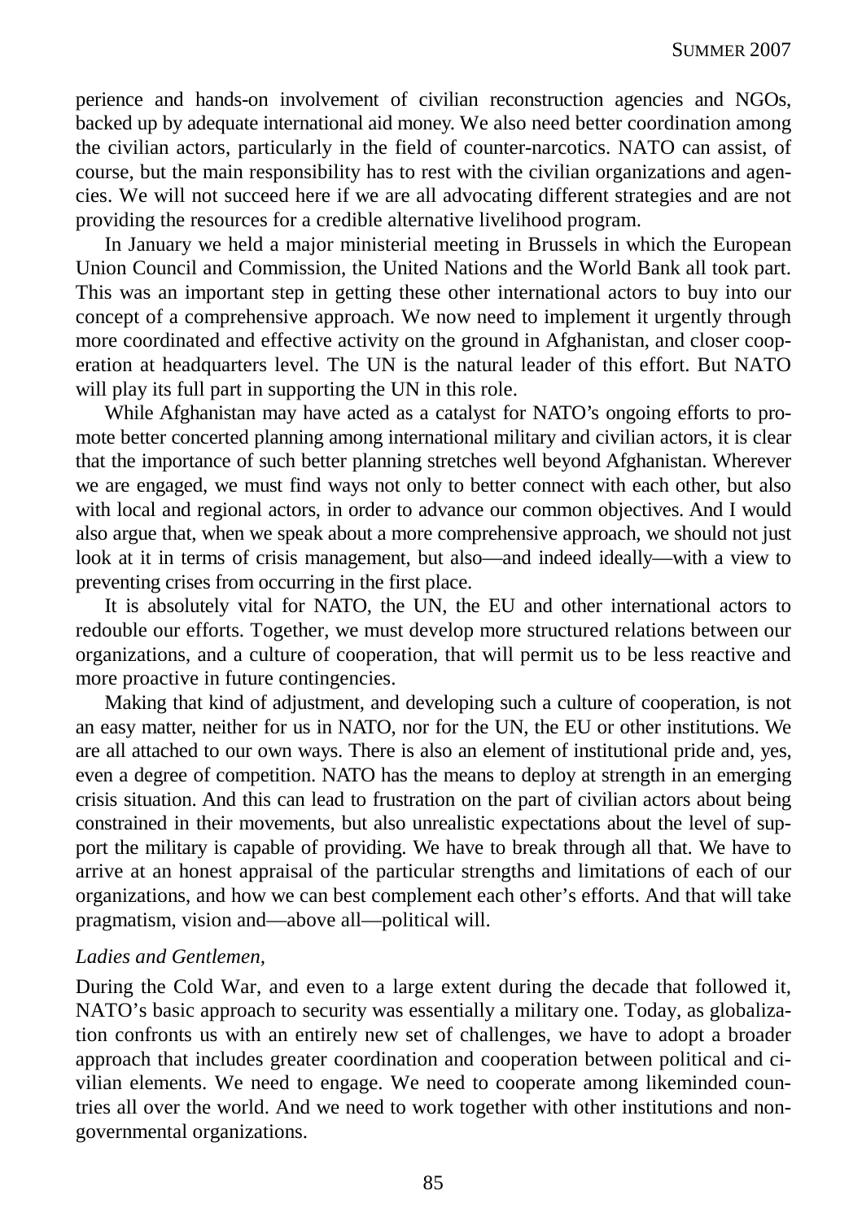perience and hands-on involvement of civilian reconstruction agencies and NGOs, backed up by adequate international aid money. We also need better coordination among the civilian actors, particularly in the field of counter-narcotics. NATO can assist, of course, but the main responsibility has to rest with the civilian organizations and agencies. We will not succeed here if we are all advocating different strategies and are not providing the resources for a credible alternative livelihood program.

In January we held a major ministerial meeting in Brussels in which the European Union Council and Commission, the United Nations and the World Bank all took part. This was an important step in getting these other international actors to buy into our concept of a comprehensive approach. We now need to implement it urgently through more coordinated and effective activity on the ground in Afghanistan, and closer cooperation at headquarters level. The UN is the natural leader of this effort. But NATO will play its full part in supporting the UN in this role.

While Afghanistan may have acted as a catalyst for NATO's ongoing efforts to promote better concerted planning among international military and civilian actors, it is clear that the importance of such better planning stretches well beyond Afghanistan. Wherever we are engaged, we must find ways not only to better connect with each other, but also with local and regional actors, in order to advance our common objectives. And I would also argue that, when we speak about a more comprehensive approach, we should not just look at it in terms of crisis management, but also—and indeed ideally—with a view to preventing crises from occurring in the first place.

It is absolutely vital for NATO, the UN, the EU and other international actors to redouble our efforts. Together, we must develop more structured relations between our organizations, and a culture of cooperation, that will permit us to be less reactive and more proactive in future contingencies.

Making that kind of adjustment, and developing such a culture of cooperation, is not an easy matter, neither for us in NATO, nor for the UN, the EU or other institutions. We are all attached to our own ways. There is also an element of institutional pride and, yes, even a degree of competition. NATO has the means to deploy at strength in an emerging crisis situation. And this can lead to frustration on the part of civilian actors about being constrained in their movements, but also unrealistic expectations about the level of support the military is capable of providing. We have to break through all that. We have to arrive at an honest appraisal of the particular strengths and limitations of each of our organizations, and how we can best complement each other's efforts. And that will take pragmatism, vision and—above all—political will.

*Ladies and Gentlemen,*

During the Cold War, and even to a large extent during the decade that followed it, NATO's basic approach to security was essentially a military one. Today, as globalization confronts us with an entirely new set of challenges, we have to adopt a broader approach that includes greater coordination and cooperation between political and civilian elements. We need to engage. We need to cooperate among likeminded countries all over the world. And we need to work together with other institutions and non-governmental organizations.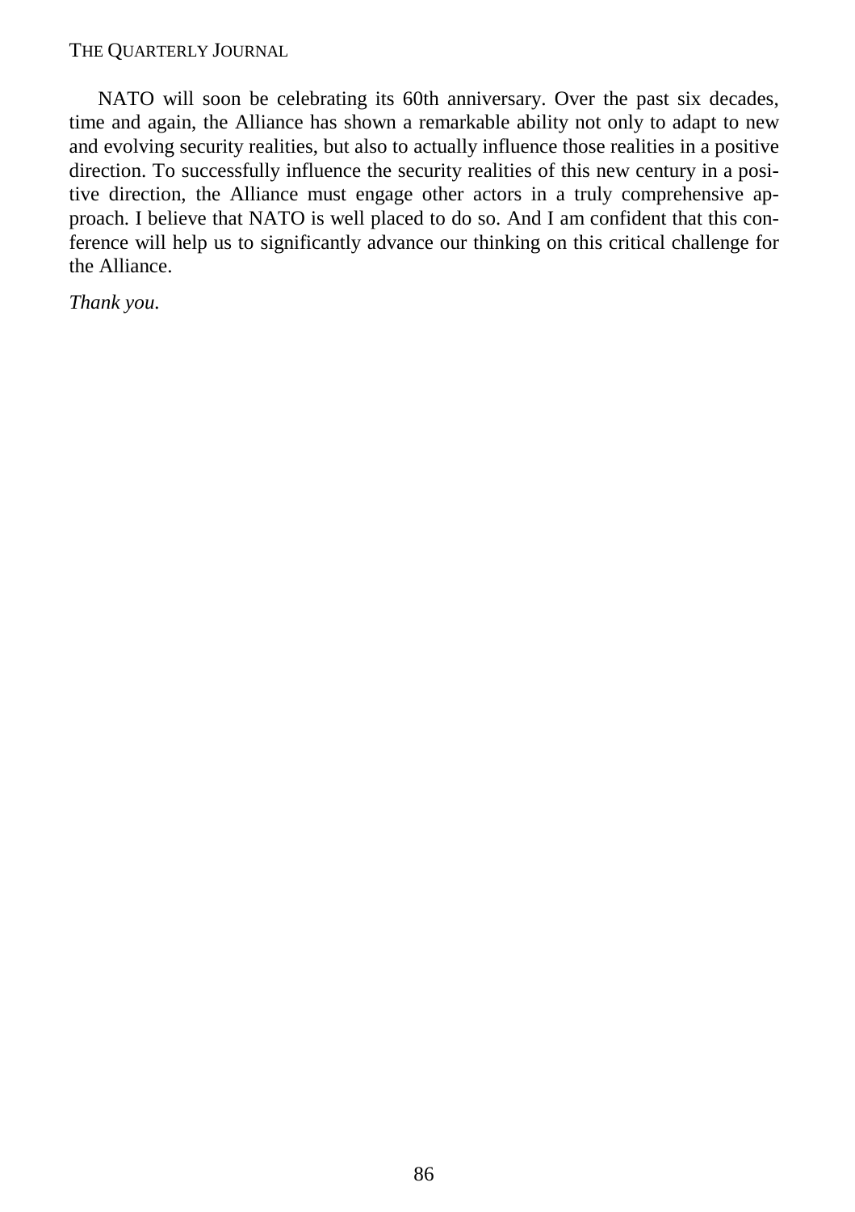NATO will soon be celebrating its 60th anniversary. Over the past six decades, time and again, the Alliance has shown a remarkable ability not only to adapt to new and evolving security realities, but also to actually influence those realities in a positive direction. To successfully influence the security realities of this new century in a positive direction, the Alliance must engage other actors in a truly comprehensive approach. I believe that NATO is well placed to do so. And I am confident that this conference will help us to significantly advance our thinking on this critical challenge for the Alliance.

*Thank you.*